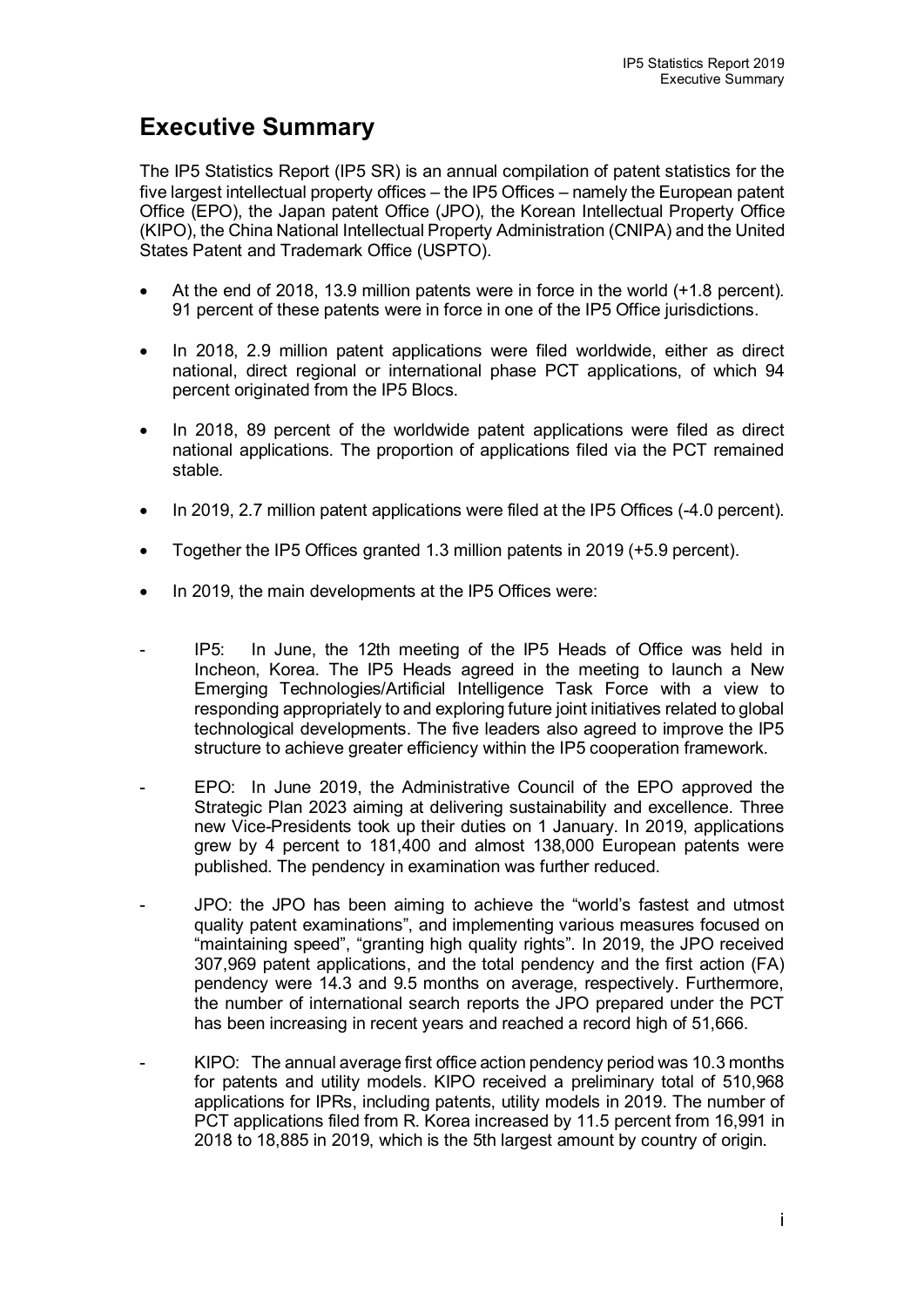# Executive Summary

The IP5 Statistics Report (IP5 SR) is an annual compilation of patent statistics for the five largest intellectual property offices – the IP5 Offices – namely the European patent Office (EPO), the Japan patent Office (JPO), the Korean Intellectual Property Office (KIPO), the China National Intellectual Property Administration (CNIPA) and the United States Patent and Trademark Office (USPTO).

- At the end of 2018, 13.9 million patents were in force in the world (+1.8 percent). 91 percent of these patents were in force in one of the IP5 Office jurisdictions.
- In 2018, 2.9 million patent applications were filed worldwide, either as direct national, direct regional or international phase PCT applications, of which 94 percent originated from the IP5 Blocs.
- In 2018, 89 percent of the worldwide patent applications were filed as direct national applications. The proportion of applications filed via the PCT remained stable.
- In 2019, 2.7 million patent applications were filed at the IP5 Offices (-4.0 percent).
- Together the IP5 Offices granted 1.3 million patents in 2019 (+5.9 percent).
- In 2019, the main developments at the IP5 Offices were:

- IP5: In June, the 12th meeting of the IP5 Heads of Office was held in Incheon, Korea. The IP5 Heads agreed in the meeting to launch a New Emerging Technologies/Artificial Intelligence Task Force with a view to responding appropriately to and exploring future joint initiatives related to global technological developments. The five leaders also agreed to improve the IP5 structure to achieve greater efficiency within the IP5 cooperation framework.
- EPO: In June 2019, the Administrative Council of the EPO approved the Strategic Plan 2023 aiming at delivering sustainability and excellence. Three new Vice-Presidents took up their duties on 1 January. In 2019, applications grew by 4 percent to 181,400 and almost 138,000 European patents were published. The pendency in examination was further reduced.
- JPO: the JPO has been aiming to achieve the "world's fastest and utmost quality patent examinations", and implementing various measures focused on "maintaining speed", "granting high quality rights". In 2019, the JPO received 307,969 patent applications, and the total pendency and the first action (FA) pendency were 14.3 and 9.5 months on average, respectively. Furthermore, the number of international search reports the JPO prepared under the PCT has been increasing in recent years and reached a record high of 51,666.
- KIPO: The annual average first office action pendency period was 10.3 months for patents and utility models. KIPO received a preliminary total of 510,968 applications for IPRs, including patents, utility models in 2019. The number of PCT applications filed from R. Korea increased by 11.5 percent from 16,991 in 2018 to 18,885 in 2019, which is the 5th largest amount by country of origin.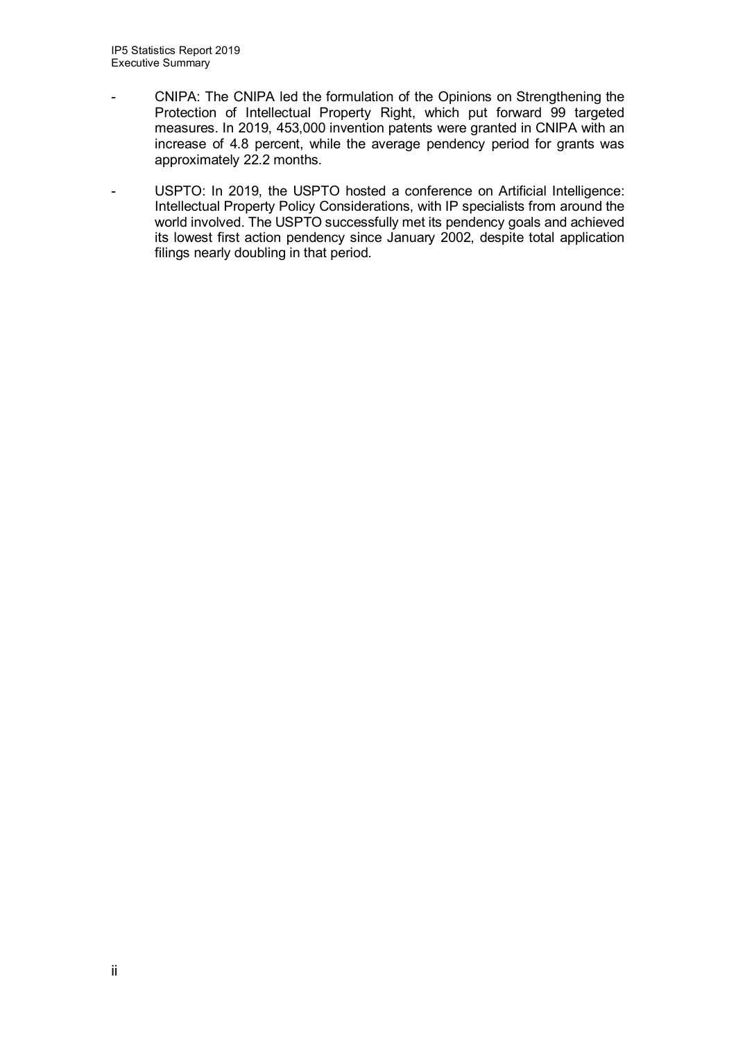- CNIPA: The CNIPA led the formulation of the Opinions on Strengthening the Protection of Intellectual Property Right, which put forward 99 targeted measures. In 2019, 453,000 invention patents were granted in CNIPA with an increase of 4.8 percent, while the average pendency period for grants was approximately 22.2 months.

- USPTO: In 2019, the USPTO hosted a conference on Artificial Intelligence: Intellectual Property Policy Considerations, with IP specialists from around the world involved. The USPTO successfully met its pendency goals and achieved its lowest first action pendency since January 2002, despite total application filings nearly doubling in that period.